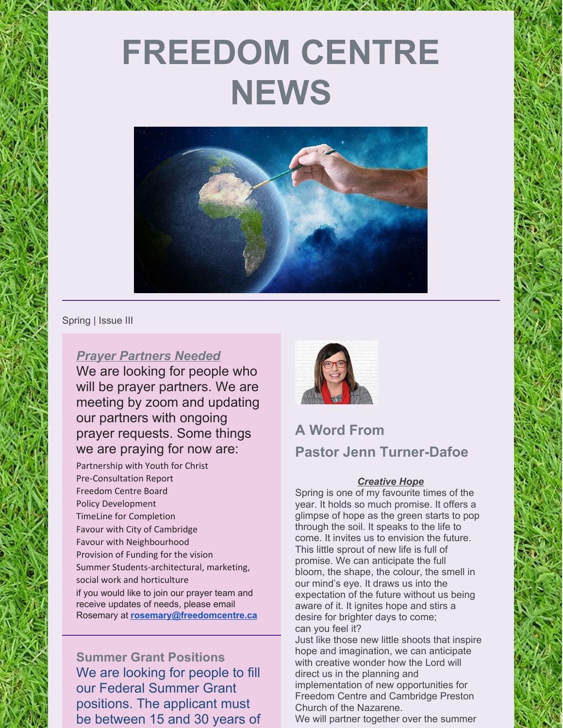# FREEDOM CENTRE NEWS

Spring | Issue III

***Prayer Partners Needed***

We are looking for people who will be prayer partners. We are meeting by zoom and updating our partners with ongoing prayer requests. Some things we are praying for now are:

Partnership with Youth for Christ
Pre-Consultation Report
Freedom Centre Board
Policy Development
TimeLine for Completion
Favour with City of Cambridge
Favour with Neighbourhood
Provision of Funding for the vision
Summer Students-architectural, marketing, social work and horticulture

if you would like to join our prayer team and receive updates of needs, please email Rosemary at **rosemary@freedomcentre.ca**

## Summer Grant Positions

We are looking for people to fill our Federal Summer Grant positions. The applicant must be between 15 and 30 years of

## A Word From Pastor Jenn Turner-Dafoe

***Creative Hope***

Spring is one of my favourite times of the year. It holds so much promise. It offers a glimpse of hope as the green starts to pop through the soil. It speaks to the life to come. It invites us to envision the future. This little sprout of new life is full of promise. We can anticipate the full bloom, the shape, the colour, the smell in our mind's eye. It draws us into the expectation of the future without us being aware of it. It ignites hope and stirs a desire for brighter days to come; can you feel it?

Just like those new little shoots that inspire hope and imagination, we can anticipate with creative wonder how the Lord will direct us in the planning and implementation of new opportunities for Freedom Centre and Cambridge Preston Church of the Nazarene.

We will partner together over the summer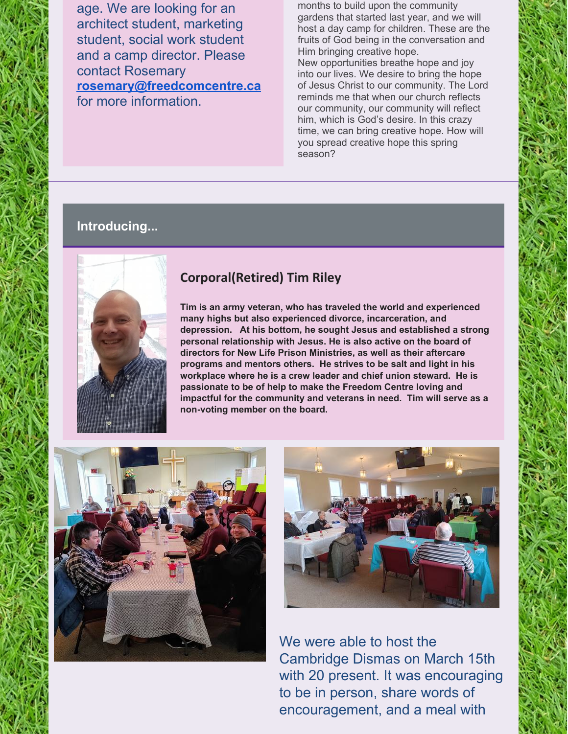age. We are looking for an architect student, marketing student, social work student and a camp director. Please contact Rosemary **rosemary@freedcomcentre.ca** for more information.

months to build upon the community gardens that started last year, and we will host a day camp for children. These are the fruits of God being in the conversation and Him bringing creative hope.
New opportunities breathe hope and joy into our lives. We desire to bring the hope of Jesus Christ to our community. The Lord reminds me that when our church reflects our community, our community will reflect him, which is God's desire. In this crazy time, we can bring creative hope. How will you spread creative hope this spring season?

---

## Introducing...

### Corporal(Retired) Tim Riley

**Tim is an army veteran, who has traveled the world and experienced many highs but also experienced divorce, incarceration, and depression. At his bottom, he sought Jesus and established a strong personal relationship with Jesus. He is also active on the board of directors for New Life Prison Ministries, as well as their aftercare programs and mentors others. He strives to be salt and light in his workplace where he is a crew leader and chief union steward. He is passionate to be of help to make the Freedom Centre loving and impactful for the community and veterans in need. Tim will serve as a non-voting member on the board.**

We were able to host the Cambridge Dismas on March 15th with 20 present. It was encouraging to be in person, share words of encouragement, and a meal with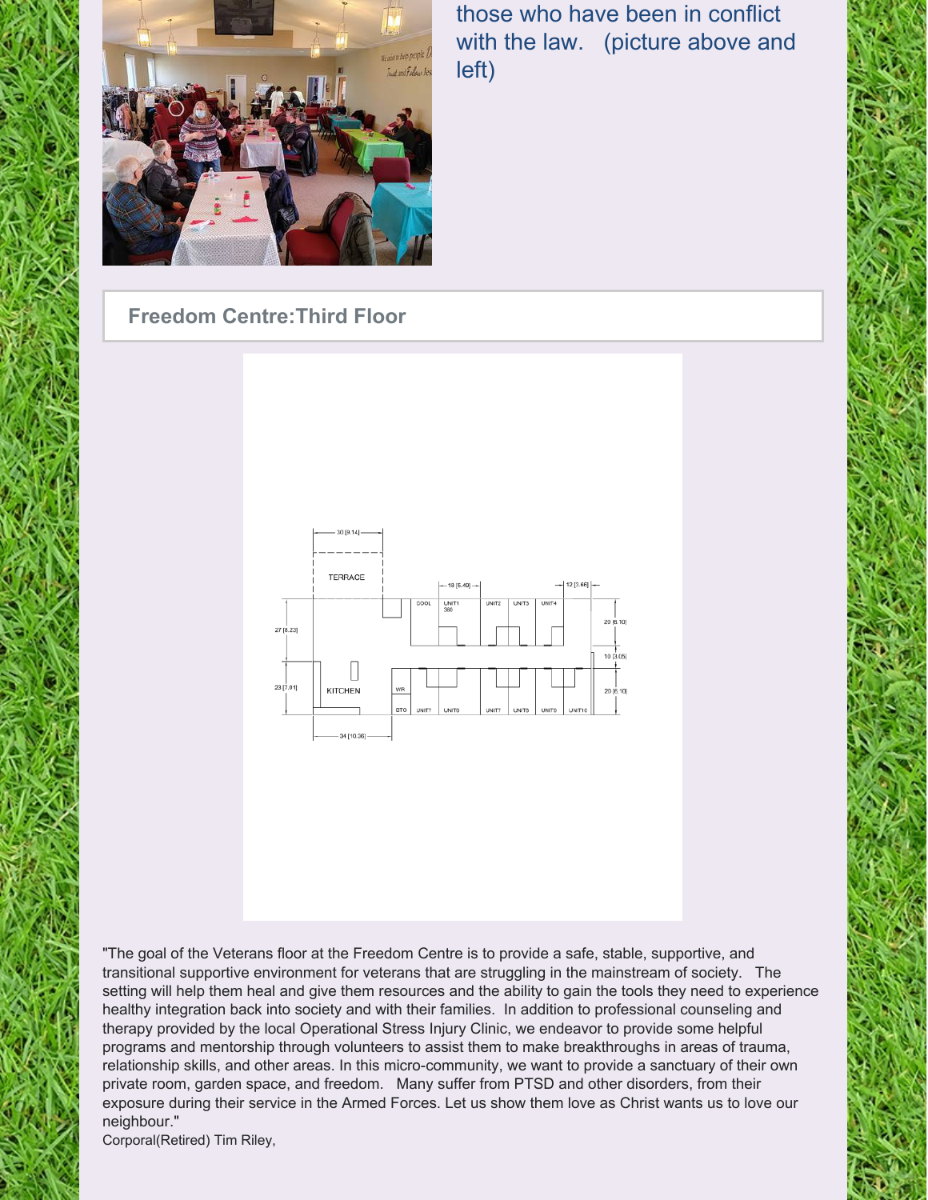those who have been in conflict with the law. (picture above and left)

## Freedom Centre:Third Floor

"The goal of the Veterans floor at the Freedom Centre is to provide a safe, stable, supportive, and transitional supportive environment for veterans that are struggling in the mainstream of society. The setting will help them heal and give them resources and the ability to gain the tools they need to experience healthy integration back into society and with their families. In addition to professional counseling and therapy provided by the local Operational Stress Injury Clinic, we endeavor to provide some helpful programs and mentorship through volunteers to assist them to make breakthroughs in areas of trauma, relationship skills, and other areas. In this micro-community, we want to provide a sanctuary of their own private room, garden space, and freedom. Many suffer from PTSD and other disorders, from their exposure during their service in the Armed Forces. Let us show them love as Christ wants us to love our neighbour."

Corporal(Retired) Tim Riley,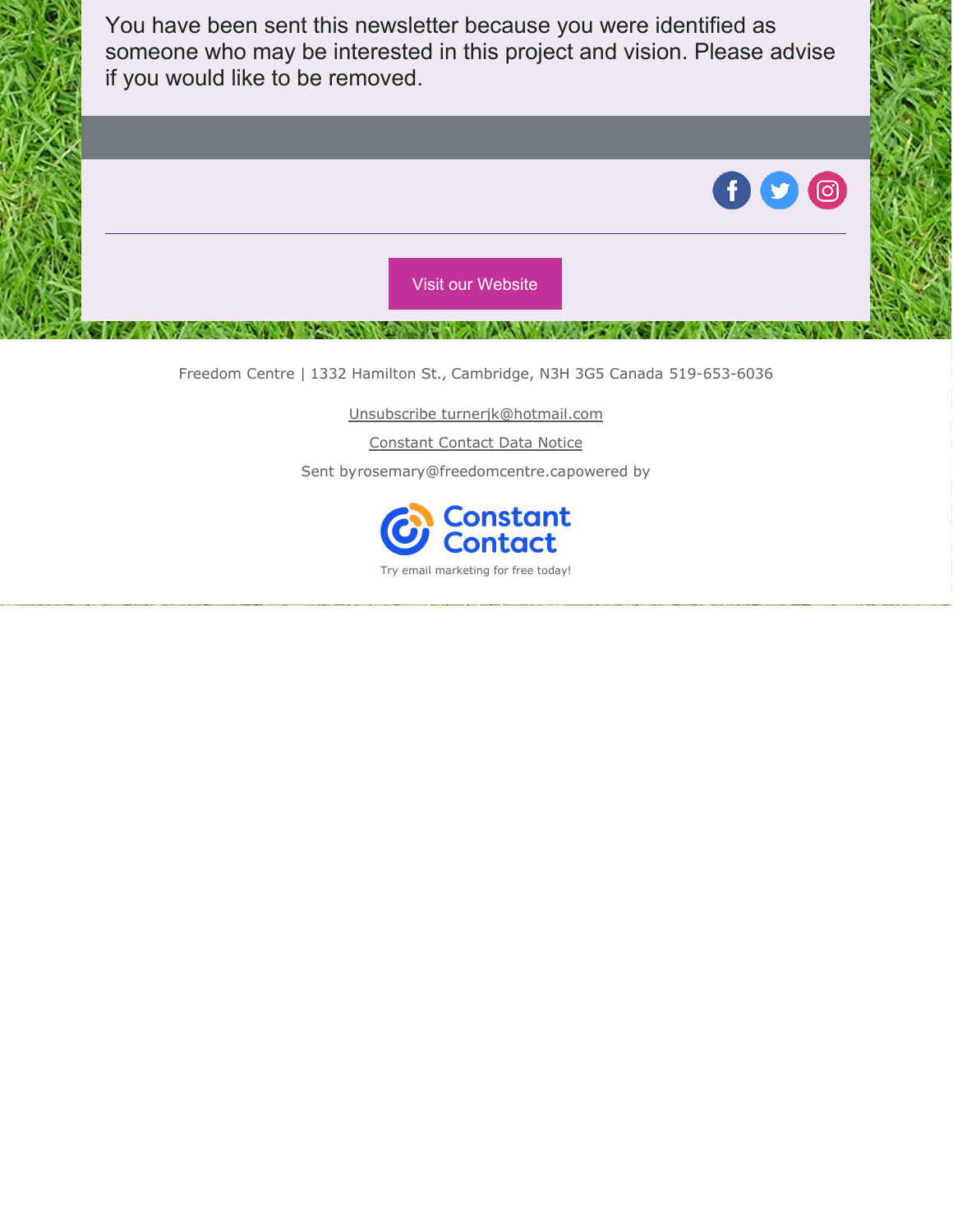You have been sent this newsletter because you were identified as someone who may be interested in this project and vision. Please advise if you would like to be removed.

Visit our Website

Freedom Centre | 1332 Hamilton St., Cambridge, N3H 3G5 Canada 519-653-6036

Unsubscribe turnerjk@hotmail.com

Constant Contact Data Notice

Sent byrosemary@freedomcentre.capowered by

Constant Contact

Try email marketing for free today!